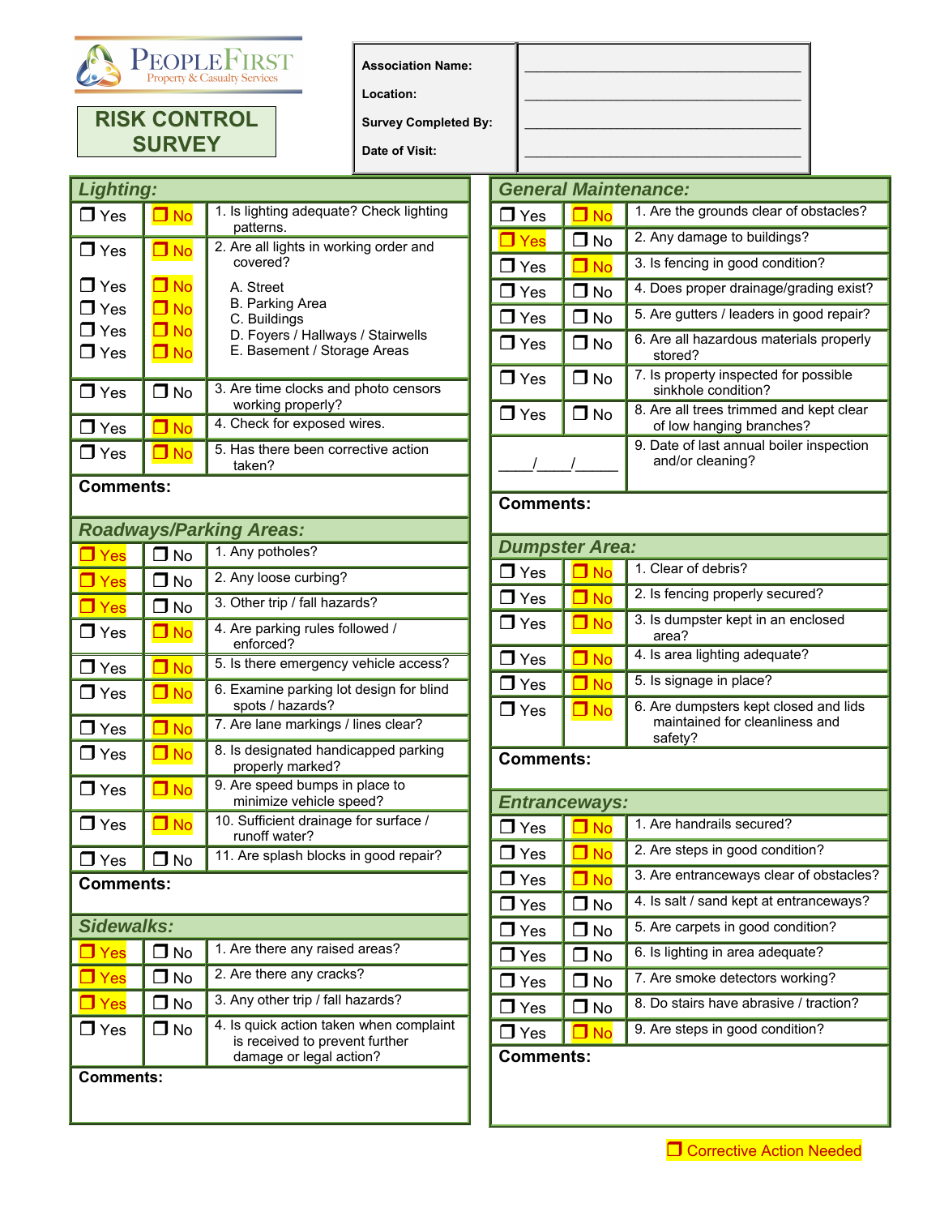PeopleFirst
Property & Casualty Services

# RISK CONTROL SURVEY

| | |
|---|---|
| **Association Name:** | ______________________________ |
| **Location:** | ______________________________ |
| **Survey Completed By:** | ______________________________ |
| **Date of Visit:** | ______________________________ |

## Lighting:

| | | |
|---|---|---|
| ❒ Yes | ❒ No | 1. Is lighting adequate? Check lighting patterns. |
| ❒ Yes | ❒ No | 2. Are all lights in working order and covered? |
| ❒ Yes | ❒ No | A. Street |
| ❒ Yes | ❒ No | B. Parking Area |
| ❒ Yes | ❒ No | C. Buildings |
| ❒ Yes | ❒ No | D. Foyers / Hallways / Stairwells |
| | | E. Basement / Storage Areas |
| ❒ Yes | ❒ No | 3. Are time clocks and photo censors working properly? |
| ❒ Yes | ❒ No | 4. Check for exposed wires. |
| ❒ Yes | ❒ No | 5. Has there been corrective action taken? |

**Comments:**

## Roadways/Parking Areas:

| | | |
|---|---|---|
| ❒ Yes | ❒ No | 1. Any potholes? |
| ❒ Yes | ❒ No | 2. Any loose curbing? |
| ❒ Yes | ❒ No | 3. Other trip / fall hazards? |
| ❒ Yes | ❒ No | 4. Are parking rules followed / enforced? |
| ❒ Yes | ❒ No | 5. Is there emergency vehicle access? |
| ❒ Yes | ❒ No | 6. Examine parking lot design for blind spots / hazards? |
| ❒ Yes | ❒ No | 7. Are lane markings / lines clear? |
| ❒ Yes | ❒ No | 8. Is designated handicapped parking properly marked? |
| ❒ Yes | ❒ No | 9. Are speed bumps in place to minimize vehicle speed? |
| ❒ Yes | ❒ No | 10. Sufficient drainage for surface / runoff water? |
| ❒ Yes | ❒ No | 11. Are splash blocks in good repair? |

**Comments:**

## Sidewalks:

| | | |
|---|---|---|
| ❒ Yes | ❒ No | 1. Are there any raised areas? |
| ❒ Yes | ❒ No | 2. Are there any cracks? |
| ❒ Yes | ❒ No | 3. Any other trip / fall hazards? |
| ❒ Yes | ❒ No | 4. Is quick action taken when complaint is received to prevent further damage or legal action? |

**Comments:**

## General Maintenance:

| | | |
|---|---|---|
| ❒ Yes | ❒ No | 1. Are the grounds clear of obstacles? |
| ❒ Yes | ❒ No | 2. Any damage to buildings? |
| ❒ Yes | ❒ No | 3. Is fencing in good condition? |
| ❒ Yes | ❒ No | 4. Does proper drainage/grading exist? |
| ❒ Yes | ❒ No | 5. Are gutters / leaders in good repair? |
| ❒ Yes | ❒ No | 6. Are all hazardous materials properly stored? |
| ❒ Yes | ❒ No | 7. Is property inspected for possible sinkhole condition? |
| ❒ Yes | ❒ No | 8. Are all trees trimmed and kept clear of low hanging branches? |
| ____/____/_____ | | 9. Date of last annual boiler inspection and/or cleaning? |

**Comments:**

## Dumpster Area:

| | | |
|---|---|---|
| ❒ Yes | ❒ No | 1. Clear of debris? |
| ❒ Yes | ❒ No | 2. Is fencing properly secured? |
| ❒ Yes | ❒ No | 3. Is dumpster kept in an enclosed area? |
| ❒ Yes | ❒ No | 4. Is area lighting adequate? |
| ❒ Yes | ❒ No | 5. Is signage in place? |
| ❒ Yes | ❒ No | 6. Are dumpsters kept closed and lids maintained for cleanliness and safety? |

**Comments:**

## Entranceways:

| | | |
|---|---|---|
| ❒ Yes | ❒ No | 1. Are handrails secured? |
| ❒ Yes | ❒ No | 2. Are steps in good condition? |
| ❒ Yes | ❒ No | 3. Are entranceways clear of obstacles? |
| ❒ Yes | ❒ No | 4. Is salt / sand kept at entranceways? |
| ❒ Yes | ❒ No | 5. Are carpets in good condition? |
| ❒ Yes | ❒ No | 6. Is lighting in area adequate? |
| ❒ Yes | ❒ No | 7. Are smoke detectors working? |
| ❒ Yes | ❒ No | 8. Do stairs have abrasive / traction? |
| ❒ Yes | ❒ No | 9. Are steps in good condition? |

**Comments:**

❒ Corrective Action Needed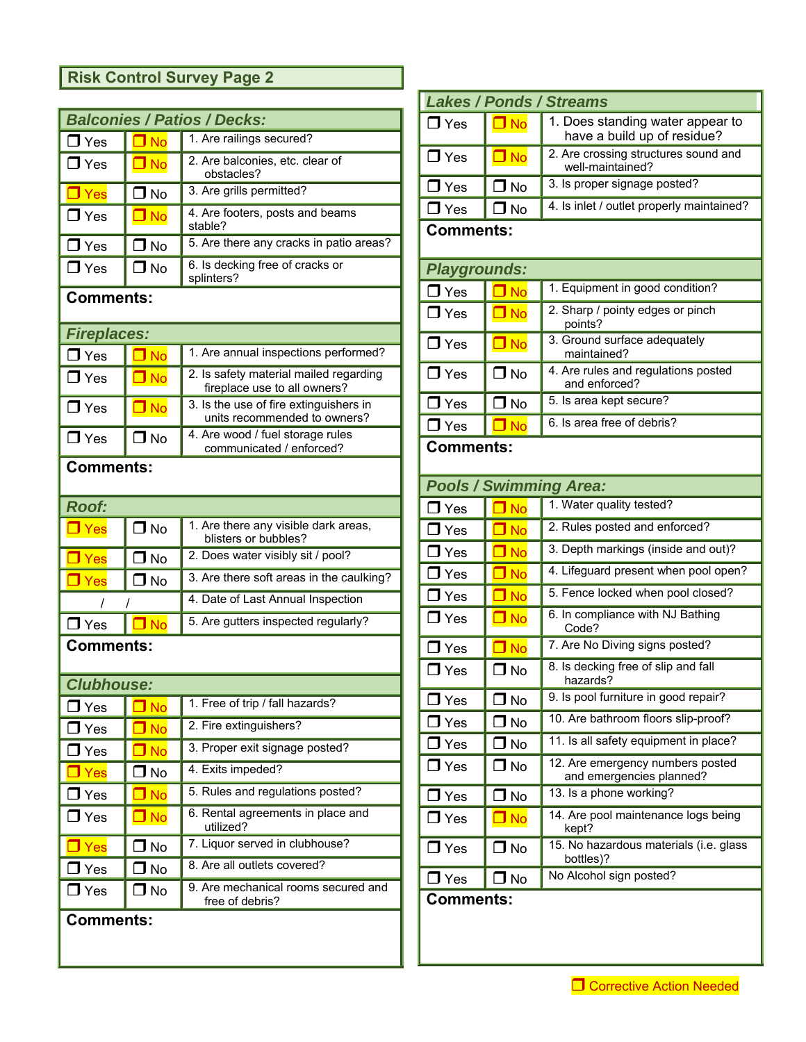## Risk Control Survey Page 2

### Balconies / Patios / Decks:

| Yes | No | Question |
|---|---|---|
| ❒ Yes | ❒ No | 1. Are railings secured? |
| ❒ Yes | ❒ No | 2. Are balconies, etc. clear of obstacles? |
| ❒ Yes | ❒ No | 3. Are grills permitted? |
| ❒ Yes | ❒ No | 4. Are footers, posts and beams stable? |
| ❒ Yes | ❒ No | 5. Are there any cracks in patio areas? |
| ❒ Yes | ❒ No | 6. Is decking free of cracks or splinters? |

**Comments:**

### Fireplaces:

| Yes | No | Question |
|---|---|---|
| ❒ Yes | ❒ No | 1. Are annual inspections performed? |
| ❒ Yes | ❒ No | 2. Is safety material mailed regarding fireplace use to all owners? |
| ❒ Yes | ❒ No | 3. Is the use of fire extinguishers in units recommended to owners? |
| ❒ Yes | ❒ No | 4. Are wood / fuel storage rules communicated / enforced? |

**Comments:**

### Roof:

| Yes | No | Question |
|---|---|---|
| ❒ Yes | ❒ No | 1. Are there any visible dark areas, blisters or bubbles? |
| ❒ Yes | ❒ No | 2. Does water visibly sit / pool? |
| ❒ Yes | ❒ No | 3. Are there soft areas in the caulking? |
| / / | | 4. Date of Last Annual Inspection |
| ❒ Yes | ❒ No | 5. Are gutters inspected regularly? |

**Comments:**

### Clubhouse:

| Yes | No | Question |
|---|---|---|
| ❒ Yes | ❒ No | 1. Free of trip / fall hazards? |
| ❒ Yes | ❒ No | 2. Fire extinguishers? |
| ❒ Yes | ❒ No | 3. Proper exit signage posted? |
| ❒ Yes | ❒ No | 4. Exits impeded? |
| ❒ Yes | ❒ No | 5. Rules and regulations posted? |
| ❒ Yes | ❒ No | 6. Rental agreements in place and utilized? |
| ❒ Yes | ❒ No | 7. Liquor served in clubhouse? |
| ❒ Yes | ❒ No | 8. Are all outlets covered? |
| ❒ Yes | ❒ No | 9. Are mechanical rooms secured and free of debris? |

**Comments:**

### Lakes / Ponds / Streams

| Yes | No | Question |
|---|---|---|
| ❒ Yes | ❒ No | 1. Does standing water appear to have a build up of residue? |
| ❒ Yes | ❒ No | 2. Are crossing structures sound and well-maintained? |
| ❒ Yes | ❒ No | 3. Is proper signage posted? |
| ❒ Yes | ❒ No | 4. Is inlet / outlet properly maintained? |

**Comments:**

### Playgrounds:

| Yes | No | Question |
|---|---|---|
| ❒ Yes | ❒ No | 1. Equipment in good condition? |
| ❒ Yes | ❒ No | 2. Sharp / pointy edges or pinch points? |
| ❒ Yes | ❒ No | 3. Ground surface adequately maintained? |
| ❒ Yes | ❒ No | 4. Are rules and regulations posted and enforced? |
| ❒ Yes | ❒ No | 5. Is area kept secure? |
| ❒ Yes | ❒ No | 6. Is area free of debris? |

**Comments:**

### Pools / Swimming Area:

| Yes | No | Question |
|---|---|---|
| ❒ Yes | ❒ No | 1. Water quality tested? |
| ❒ Yes | ❒ No | 2. Rules posted and enforced? |
| ❒ Yes | ❒ No | 3. Depth markings (inside and out)? |
| ❒ Yes | ❒ No | 4. Lifeguard present when pool open? |
| ❒ Yes | ❒ No | 5. Fence locked when pool closed? |
| ❒ Yes | ❒ No | 6. In compliance with NJ Bathing Code? |
| ❒ Yes | ❒ No | 7. Are No Diving signs posted? |
| ❒ Yes | ❒ No | 8. Is decking free of slip and fall hazards? |
| ❒ Yes | ❒ No | 9. Is pool furniture in good repair? |
| ❒ Yes | ❒ No | 10. Are bathroom floors slip-proof? |
| ❒ Yes | ❒ No | 11. Is all safety equipment in place? |
| ❒ Yes | ❒ No | 12. Are emergency numbers posted and emergencies planned? |
| ❒ Yes | ❒ No | 13. Is a phone working? |
| ❒ Yes | ❒ No | 14. Are pool maintenance logs being kept? |
| ❒ Yes | ❒ No | 15. No hazardous materials (i.e. glass bottles)? |
| ❒ Yes | ❒ No | No Alcohol sign posted? |

**Comments:**

❒ Corrective Action Needed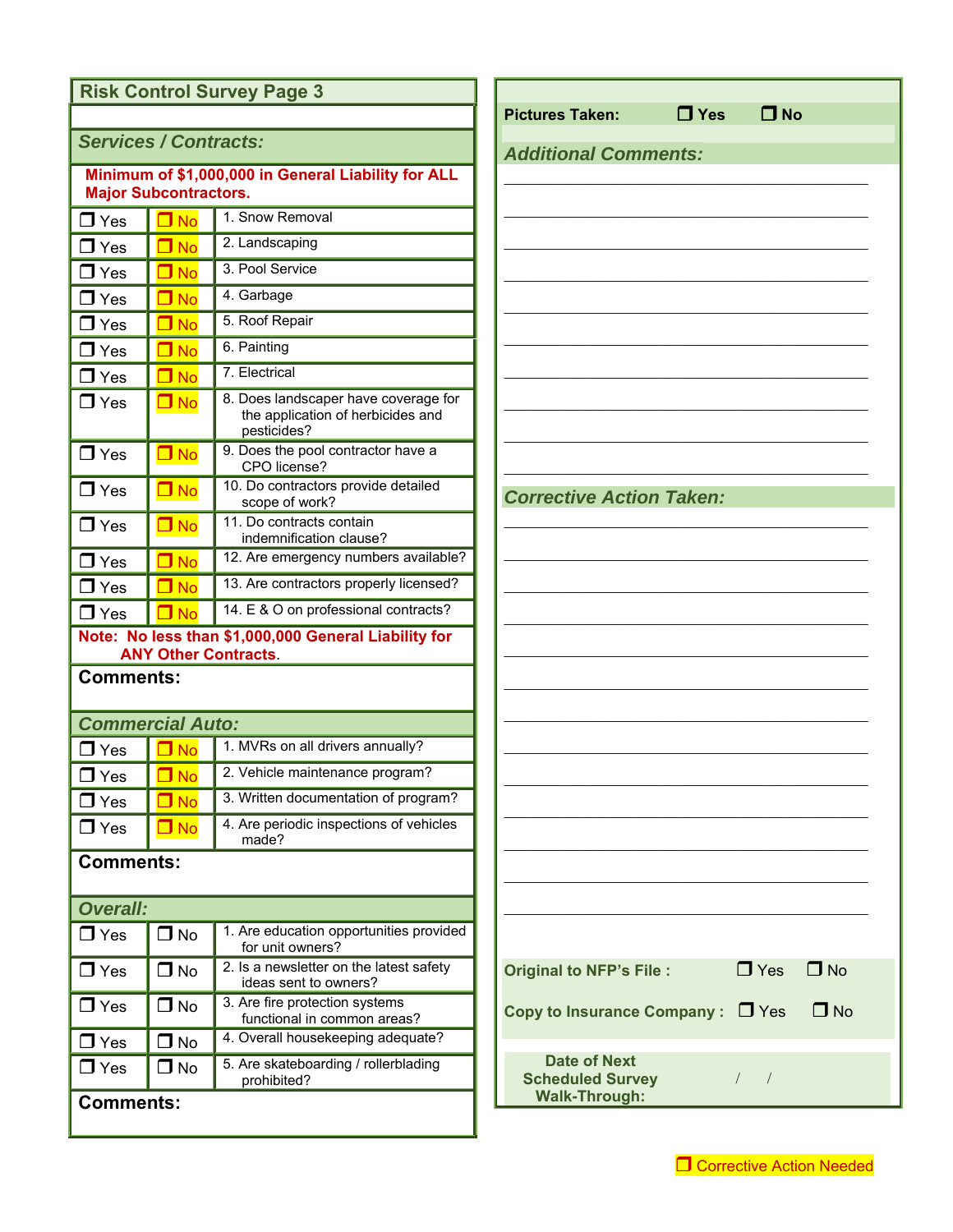## Risk Control Survey Page 3

### *Services / Contracts:*

**Minimum of $1,000,000 in General Liability for ALL Major Subcontractors.**

| | | |
|---|---|---|
| ❒ Yes | ❒ No | 1. Snow Removal |
| ❒ Yes | ❒ No | 2. Landscaping |
| ❒ Yes | ❒ No | 3. Pool Service |
| ❒ Yes | ❒ No | 4. Garbage |
| ❒ Yes | ❒ No | 5. Roof Repair |
| ❒ Yes | ❒ No | 6. Painting |
| ❒ Yes | ❒ No | 7. Electrical |
| ❒ Yes | ❒ No | 8. Does landscaper have coverage for the application of herbicides and pesticides? |
| ❒ Yes | ❒ No | 9. Does the pool contractor have a CPO license? |
| ❒ Yes | ❒ No | 10. Do contractors provide detailed scope of work? |
| ❒ Yes | ❒ No | 11. Do contracts contain indemnification clause? |
| ❒ Yes | ❒ No | 12. Are emergency numbers available? |
| ❒ Yes | ❒ No | 13. Are contractors properly licensed? |
| ❒ Yes | ❒ No | 14. E & O on professional contracts? |

**Note: No less than $1,000,000 General Liability for ANY Other Contracts.**

**Comments:**

### *Commercial Auto:*

| | | |
|---|---|---|
| ❒ Yes | ❒ No | 1. MVRs on all drivers annually? |
| ❒ Yes | ❒ No | 2. Vehicle maintenance program? |
| ❒ Yes | ❒ No | 3. Written documentation of program? |
| ❒ Yes | ❒ No | 4. Are periodic inspections of vehicles made? |

**Comments:**

### *Overall:*

| | | |
|---|---|---|
| ❒ Yes | ❒ No | 1. Are education opportunities provided for unit owners? |
| ❒ Yes | ❒ No | 2. Is a newsletter on the latest safety ideas sent to owners? |
| ❒ Yes | ❒ No | 3. Are fire protection systems functional in common areas? |
| ❒ Yes | ❒ No | 4. Overall housekeeping adequate? |
| ❒ Yes | ❒ No | 5. Are skateboarding / rollerblading prohibited? |

**Comments:**

**Pictures Taken:** ❒ Yes ❒ No

### *Additional Comments:*

______________________________________________

______________________________________________

______________________________________________

______________________________________________

______________________________________________

______________________________________________

______________________________________________

______________________________________________

______________________________________________

______________________________________________

### *Corrective Action Taken:*

______________________________________________

______________________________________________

______________________________________________

______________________________________________

______________________________________________

______________________________________________

______________________________________________

______________________________________________

______________________________________________

______________________________________________

______________________________________________

______________________________________________

**Original to NFP's File :** ❒ Yes ❒ No

**Copy to Insurance Company :** ❒ Yes ❒ No

**Date of Next Scheduled Survey Walk-Through:** / /

❒ Corrective Action Needed